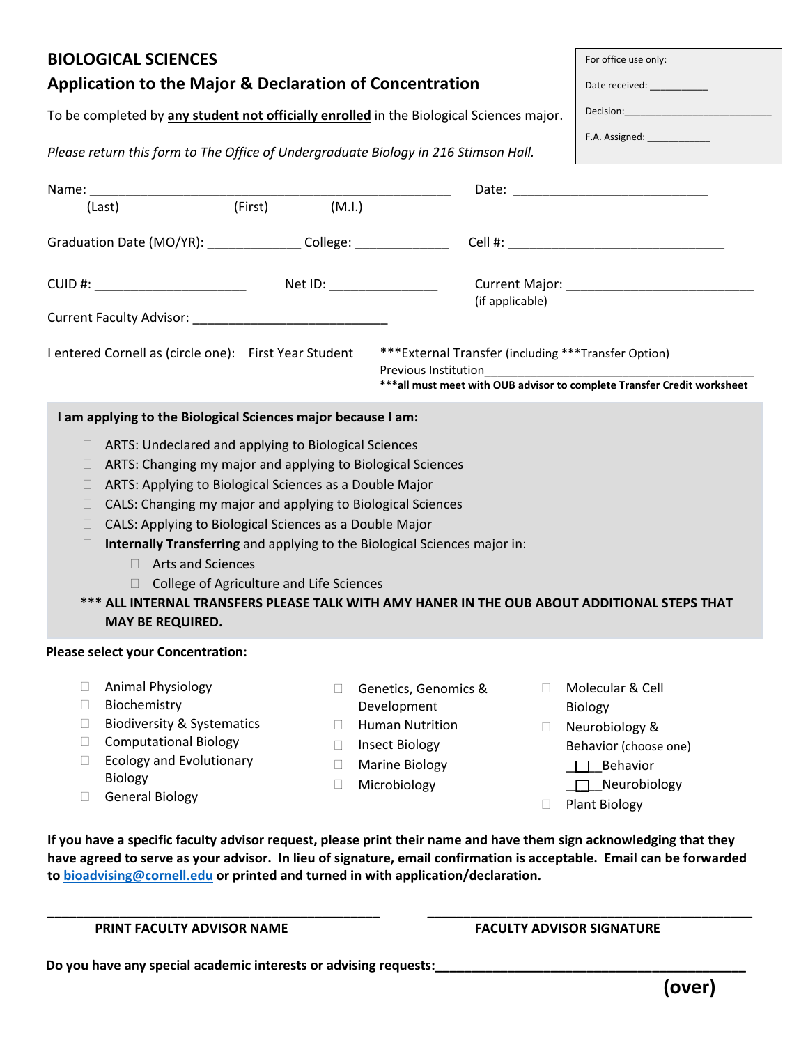## BIOLOGICAL SCIENCES

### Application to the Major & Declaration of Concentration

| For office use only: |
|---|
| Date received: ___________ |
| Decision: ___________________________ |
| F.A. Assigned: ____________ |

To be completed by **any student not officially enrolled** in the Biological Sciences major.

*Please return this form to The Office of Undergraduate Biology in 216 Stimson Hall.*

Name: _______________________________________________________ Date: ____________________________
(Last) (First) (M.I.)

Graduation Date (MO/YR): _____________ College: _____________ Cell #: _______________________________

CUID #: ______________________ Net ID: ________________ Current Major: __________________________
(if applicable)

Current Faculty Advisor: ____________________________

I entered Cornell as (circle one): First Year Student ***External Transfer (including ***Transfer Option)
Previous Institution___________________________________________
**\*\*\*all must meet with OUB advisor to complete Transfer Credit worksheet**

**I am applying to the Biological Sciences major because I am:**

- ☐ ARTS: Undeclared and applying to Biological Sciences
- ☐ ARTS: Changing my major and applying to Biological Sciences
- ☐ ARTS: Applying to Biological Sciences as a Double Major
- ☐ CALS: Changing my major and applying to Biological Sciences
- ☐ CALS: Applying to Biological Sciences as a Double Major
- ☐ **Internally Transferring** and applying to the Biological Sciences major in:
  - ☐ Arts and Sciences
  - ☐ College of Agriculture and Life Sciences

**\*\*\* ALL INTERNAL TRANSFERS PLEASE TALK WITH AMY HANER IN THE OUB ABOUT ADDITIONAL STEPS THAT MAY BE REQUIRED.**

**Please select your Concentration:**

- ☐ Animal Physiology
- ☐ Biochemistry
- ☐ Biodiversity & Systematics
- ☐ Computational Biology
- ☐ Ecology and Evolutionary Biology
- ☐ General Biology
- ☐ Genetics, Genomics & Development
- ☐ Human Nutrition
- ☐ Insect Biology
- ☐ Marine Biology
- ☐ Microbiology
- ☐ Molecular & Cell Biology
- ☐ Neurobiology & Behavior (choose one)
  - ___☐___Behavior
  - ___☐___Neurobiology
- ☐ Plant Biology

**If you have a specific faculty advisor request, please print their name and have them sign acknowledging that they have agreed to serve as your advisor. In lieu of signature, email confirmation is acceptable. Email can be forwarded to [bioadvising@cornell.edu](mailto:bioadvising@cornell.edu) or printed and turned in with application/declaration.**

_________________________________________________ _________________________________________________
**PRINT FACULTY ADVISOR NAME** **FACULTY ADVISOR SIGNATURE**

**Do you have any special academic interests or advising requests:**____________________________________________

**(over)**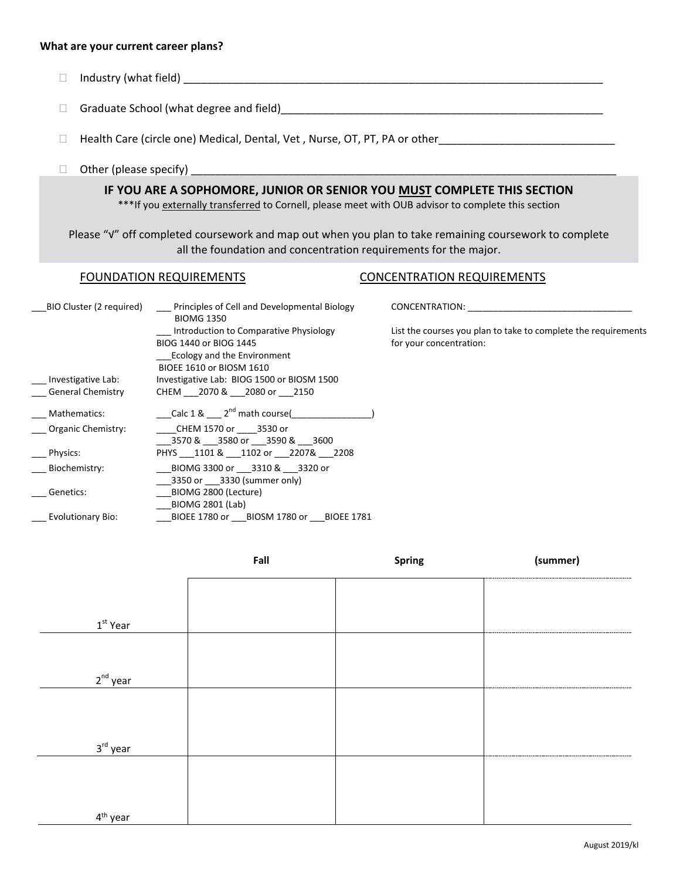**What are your current career plans?**

- ☐ Industry (what field) ___________________________________________________________________________
- ☐ Graduate School (what degree and field)__________________________________________________________
- ☐ Health Care (circle one) Medical, Dental, Vet , Nurse, OT, PT, PA or other______________________________
- ☐ Other (please specify) ___________________________________________________________________________

## IF YOU ARE A SOPHOMORE, JUNIOR OR SENIOR YOU <u>MUST</u> COMPLETE THIS SECTION

***If you <u>externally transferred</u> to Cornell, please meet with OUB advisor to complete this section

Please "√" off completed coursework and map out when you plan to take remaining coursework to complete all the foundation and concentration requirements for the major.

### <u>FOUNDATION REQUIREMENTS</u>

___BIO Cluster (2 required)
- ___ Principles of Cell and Developmental Biology BIOMG 1350
- ___ Introduction to Comparative Physiology BIOG 1440 or BIOG 1445
- ___Ecology and the Environment BIOEE 1610 or BIOSM 1610

___ Investigative Lab: Investigative Lab: BIOG 1500 or BIOSM 1500

___ General Chemistry CHEM ___2070 & ___2080 or ___2150

___ Mathematics: ___Calc 1 & ___ 2nd math course(________________)

___ Organic Chemistry: ____CHEM 1570 or ____3530 or ___3570 & ___3580 or ___3590 & ___3600

___ Physics: PHYS ___1101 & ___1102 or ___2207& ___2208

___ Biochemistry: ___BIOMG 3300 or ___3310 & ___3320 or ___3350 or ___3330 (summer only)

___ Genetics: ___BIOMG 2800 (Lecture) ___BIOMG 2801 (Lab)

___ Evolutionary Bio: ___BIOEE 1780 or ___BIOSM 1780 or ___BIOEE 1781

### <u>CONCENTRATION REQUIREMENTS</u>

CONCENTRATION: _________________________________

List the courses you plan to take to complete the requirements for your concentration:

| | Fall | Spring | (summer) |
|---|---|---|---|
| 1st Year | | | |
| 2nd year | | | |
| 3rd year | | | |
| 4th year | | | |

August 2019/kl